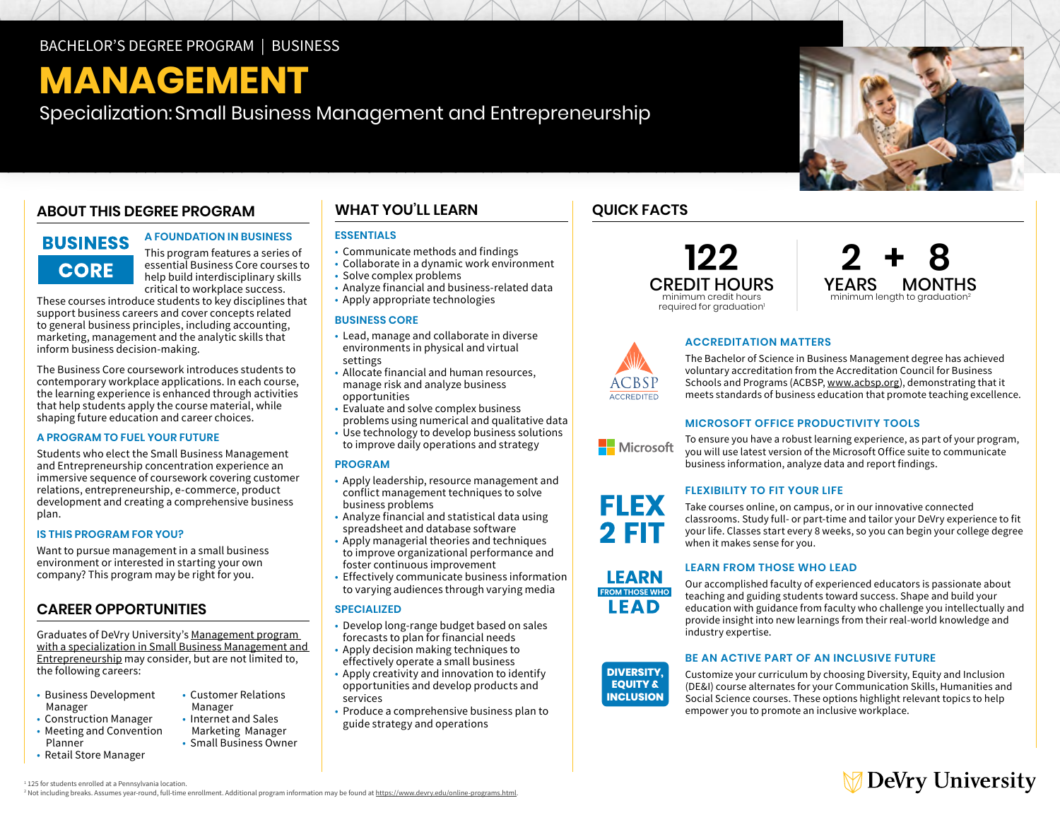BACHELOR'S DEGREE PROGRAM | BUSINESS

# MANAGEMENT

Specialization: Small Business Management and Entrepreneurship

## ABOUT THIS DEGREE PROGRAM

**BUSINESS CORE**

### A FOUNDATION IN BUSINESS

This program features a series of essential Business Core courses to help build interdisciplinary skills critical to workplace success. These courses introduce students to key disciplines that support business careers and cover concepts related to general business principles, including accounting, marketing, management and the analytic skills that inform business decision-making.

The Business Core coursework introduces students to contemporary workplace applications. In each course, the learning experience is enhanced through activities that help students apply the course material, while shaping future education and career choices.

### A PROGRAM TO FUEL YOUR FUTURE

Students who elect the Small Business Management and Entrepreneurship concentration experience an immersive sequence of coursework covering customer relations, entrepreneurship, e-commerce, product development and creating a comprehensive business plan.

### IS THIS PROGRAM FOR YOU?

Want to pursue management in a small business environment or interested in starting your own company? This program may be right for you.

## CAREER OPPORTUNITIES

Graduates of DeVry University's Management program with a specialization in Small Business Management and Entrepreneurship may consider, but are not limited to, the following careers:

- Business Development Manager
- Construction Manager
- Meeting and Convention Planner
- Retail Store Manager
- Customer Relations Manager
- Internet and Sales Marketing Manager
- Small Business Owner

## WHAT YOU'LL LEARN

### ESSENTIALS

- Communicate methods and findings
- Collaborate in a dynamic work environment
- Solve complex problems
- Analyze financial and business-related data
- Apply appropriate technologies

### BUSINESS CORE

- Lead, manage and collaborate in diverse environments in physical and virtual settings
- Allocate financial and human resources, manage risk and analyze business opportunities
- Evaluate and solve complex business problems using numerical and qualitative data
- Use technology to develop business solutions to improve daily operations and strategy

### PROGRAM

- Apply leadership, resource management and conflict management techniques to solve business problems
- Analyze financial and statistical data using spreadsheet and database software
- Apply managerial theories and techniques to improve organizational performance and foster continuous improvement
- Effectively communicate business information to varying audiences through varying media

### SPECIALIZED

- Develop long-range budget based on sales forecasts to plan for financial needs
- Apply decision making techniques to effectively operate a small business
- Apply creativity and innovation to identify opportunities and develop products and services
- Produce a comprehensive business plan to guide strategy and operations

## QUICK FACTS

**122 CREDIT HOURS**
minimum credit hours required for graduation[1]

**2 YEARS + 8 MONTHS**
minimum length to graduation[2]

### ACCREDITATION MATTERS

ACBSP ACCREDITED

The Bachelor of Science in Business Management degree has achieved voluntary accreditation from the Accreditation Council for Business Schools and Programs (ACBSP, www.acbsp.org), demonstrating that it meets standards of business education that promote teaching excellence.

### MICROSOFT OFFICE PRODUCTIVITY TOOLS

To ensure you have a robust learning experience, as part of your program, you will use latest version of the Microsoft Office suite to communicate business information, analyze data and report findings.

### FLEXIBILITY TO FIT YOUR LIFE

FLEX 2 FIT

Take courses online, on campus, or in our innovative connected classrooms. Study full- or part-time and tailor your DeVry experience to fit your life. Classes start every 8 weeks, so you can begin your college degree when it makes sense for you.

### LEARN FROM THOSE WHO LEAD

Our accomplished faculty of experienced educators is passionate about teaching and guiding students toward success. Shape and build your education with guidance from faculty who challenge you intellectually and provide insight into new learnings from their real-world knowledge and industry expertise.

### BE AN ACTIVE PART OF AN INCLUSIVE FUTURE

DIVERSITY, EQUITY & INCLUSION

Customize your curriculum by choosing Diversity, Equity and Inclusion (DE&I) course alternates for your Communication Skills, Humanities and Social Science courses. These options highlight relevant topics to help empower you to promote an inclusive workplace.

[1] 125 for students enrolled at a Pennsylvania location.
[2] Not including breaks. Assumes year-round, full-time enrollment. Additional program information may be found at https://www.devry.edu/online-programs.html.

DeVry University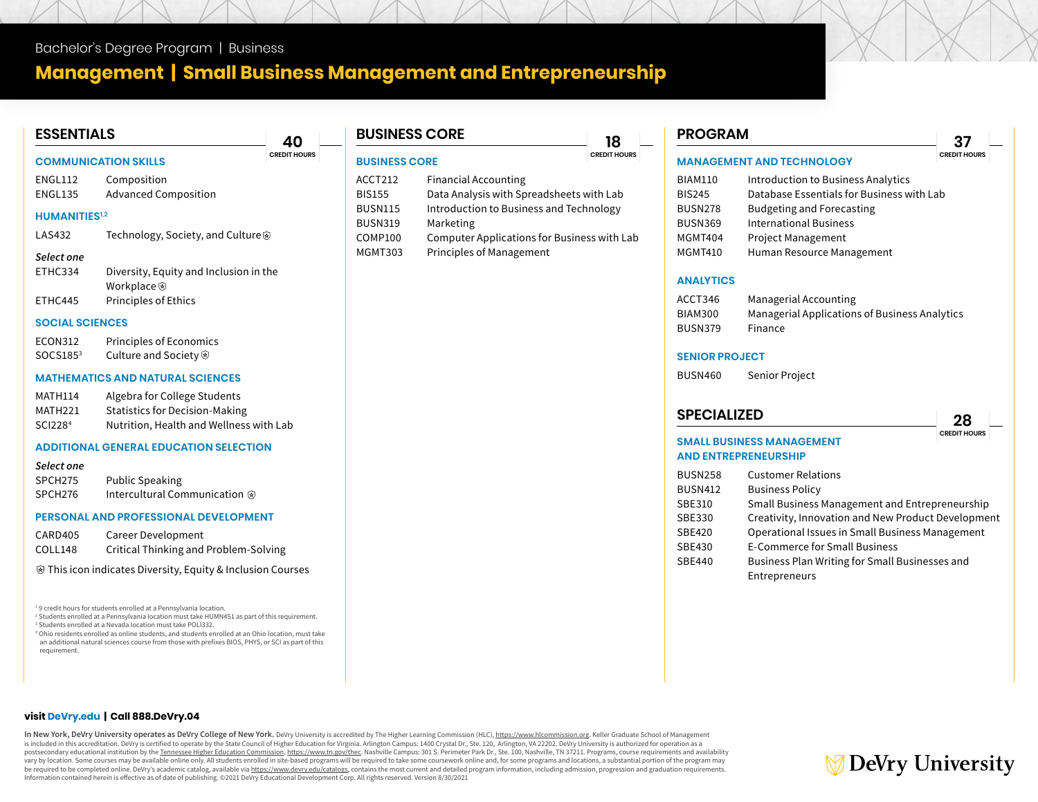Bachelor's Degree Program | Business

# Management | Small Business Management and Entrepreneurship

## ESSENTIALS

**40 CREDIT HOURS**

### COMMUNICATION SKILLS

| | |
|---|---|
| ENGL112 | Composition |
| ENGL135 | Advanced Composition |

### HUMANITIES[1,2]

| | |
|---|---|
| LAS432 | Technology, Society, and Culture ⍟ |

*Select one*

| | |
|---|---|
| ETHC334 | Diversity, Equity and Inclusion in the Workplace ⍟ |
| ETHC445 | Principles of Ethics |

### SOCIAL SCIENCES

| | |
|---|---|
| ECON312 | Principles of Economics |
| SOCS185[3] | Culture and Society ⍟ |

### MATHEMATICS AND NATURAL SCIENCES

| | |
|---|---|
| MATH114 | Algebra for College Students |
| MATH221 | Statistics for Decision-Making |
| SCI228[4] | Nutrition, Health and Wellness with Lab |

### ADDITIONAL GENERAL EDUCATION SELECTION

*Select one*

| | |
|---|---|
| SPCH275 | Public Speaking |
| SPCH276 | Intercultural Communication ⍟ |

### PERSONAL AND PROFESSIONAL DEVELOPMENT

| | |
|---|---|
| CARD405 | Career Development |
| COLL148 | Critical Thinking and Problem-Solving |

⍟ This icon indicates Diversity, Equity & Inclusion Courses

[1] 9 credit hours for students enrolled at a Pennsylvania location.
[2] Students enrolled at a Pennsylvania location must take HUMN451 as part of this requirement.
[3] Students enrolled at a Nevada location must take POLI332.
[4] Ohio residents enrolled as online students, and students enrolled at an Ohio location, must take an additional natural sciences course from those with prefixes BIOS, PHYS, or SCI as part of this requirement.

## BUSINESS CORE

**18 CREDIT HOURS**

### BUSINESS CORE

| | |
|---|---|
| ACCT212 | Financial Accounting |
| BIS155 | Data Analysis with Spreadsheets with Lab |
| BUSN115 | Introduction to Business and Technology |
| BUSN319 | Marketing |
| COMP100 | Computer Applications for Business with Lab |
| MGMT303 | Principles of Management |

## PROGRAM

**37 CREDIT HOURS**

### MANAGEMENT AND TECHNOLOGY

| | |
|---|---|
| BIAM110 | Introduction to Business Analytics |
| BIS245 | Database Essentials for Business with Lab |
| BUSN278 | Budgeting and Forecasting |
| BUSN369 | International Business |
| MGMT404 | Project Management |
| MGMT410 | Human Resource Management |

### ANALYTICS

| | |
|---|---|
| ACCT346 | Managerial Accounting |
| BIAM300 | Managerial Applications of Business Analytics |
| BUSN379 | Finance |

### SENIOR PROJECT

| | |
|---|---|
| BUSN460 | Senior Project |

## SPECIALIZED

**28 CREDIT HOURS**

### SMALL BUSINESS MANAGEMENT AND ENTREPRENEURSHIP

| | |
|---|---|
| BUSN258 | Customer Relations |
| BUSN412 | Business Policy |
| SBE310 | Small Business Management and Entrepreneurship |
| SBE330 | Creativity, Innovation and New Product Development |
| SBE420 | Operational Issues in Small Business Management |
| SBE430 | E-Commerce for Small Business |
| SBE440 | Business Plan Writing for Small Businesses and Entrepreneurs |

**visit DeVry.edu | Call 888.DeVry.04**

**In New York, DeVry University operates as DeVry College of New York.** DeVry University is accredited by The Higher Learning Commission (HLC), https://www.hlcommission.org. Keller Graduate School of Management is included in this accreditation. DeVry is certified to operate by the State Council of Higher Education for Virginia. Arlington Campus: 1400 Crystal Dr., Ste. 120, Arlington, VA 22202. DeVry University is authorized for operation as a postsecondary educational institution by the Tennessee Higher Education Commission, https://www.tn.gov/thec. Nashville Campus: 301 S. Perimeter Park Dr., Ste. 100, Nashville, TN 37211. Programs, course requirements and availability vary by location. Some courses may be available online only. All students enrolled in site-based programs will be required to take some coursework online and, for some programs and locations, a substantial portion of the program may be required to be completed online. DeVry's academic catalog, available via https://www.devry.edu/catalogs, contains the most current and detailed program information, including admission, progression and graduation requirements. Information contained herein is effective as of date of publishing. ©2021 DeVry Educational Development Corp. All rights reserved. Version 8/30/2021

DeVry University